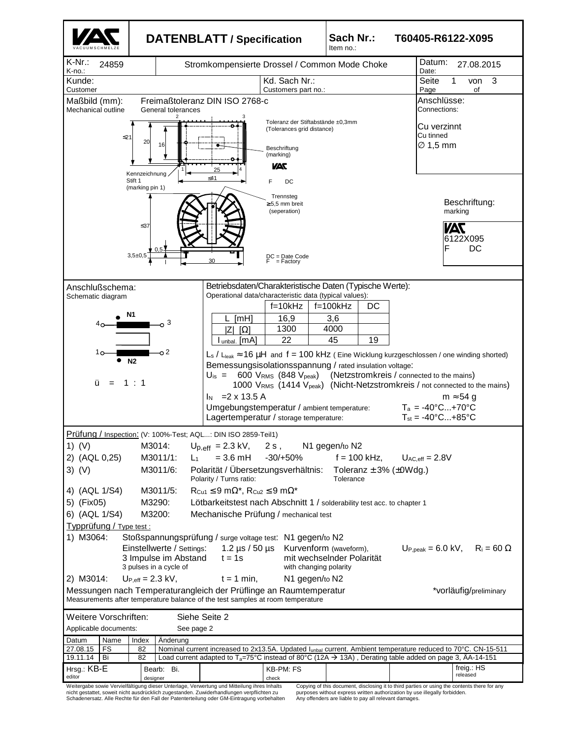# DATENBLATT / Specification

**Sach Nr.:** Item no.: **T60405-R6122-X095**

K-Nr.: K-no.: 24859

Stromkompensierte Drossel / Common Mode Choke

Datum: Date: 27.08.2015

Kunde: Customer

Kd. Sach Nr.: Customers part no.:

Seite Page 1 von of 3

Maßbild (mm): Mechanical outline

Freimaßtoleranz DIN ISO 2768-c
General tolerances

Toleranz der Stiftabstände ±0,3mm
(Tolerances grid distance)

Beschriftung (marking)

Kennzeichnung Stift 1 (marking pin 1)

Trennsteg ≥5,5 mm breit (seperation)

DC = Date Code
F = Factory

≤21, 20, 16, 25, ≤41, ≤37, 0,5, 3,5±0,5, 30

Anschlüsse: Connections:

Cu verzinnt
Cu tinned
∅ 1,5 mm

Beschriftung: marking

VAC
6122X095
F DC

Anschlußschema: Schematic diagram

N1: 4 — 3
N2: 1 — 2

ü = 1 : 1

Betriebsdaten/Charakteristische Daten (Typische Werte):
Operational data/characteristic data (typical values):

| | f=10kHz | f=100kHz | DC |
|---|---|---|---|
| L [mH] | 16,9 | 3,6 | |
| \|Z\| [Ω] | 1300 | 4000 | |
| $I_{unbal.}$ [mA] | 22 | 45 | 19 |

$L_s$ / $L_{leak}$ ≈ 16 µH and f = 100 kHz ( Eine Wicklung kurzgeschlossen / one winding shorted)

Bemessungsisolationsspannung / rated insulation voltage:

$U_{is}$ = 600 $V_{RMS}$ (848 $V_{peak}$) (Netzstromkreis / connected to the mains)
1000 $V_{RMS}$ (1414 $V_{peak}$) (Nicht-Netzstromkreis / not connected to the mains)

$I_N$ = 2 x 13.5 A    m ≈ 54 g

Umgebungstemperatur / ambient temperature: $T_a$ = -40°C...+70°C
Lagertemperatur / storage temperature: $T_{st}$ = -40°C...+85°C

Prüfung / Inspection: (V: 100%-Test; AQL...: DIN ISO 2859-Teil1)

1) (V) M3014: $U_{p,eff}$ = 2.3 kV, 2 s, N1 gegen/to N2
2) (AQL 0,25) M3011/1: $L_1$ = 3.6 mH -30/+50% f = 100 kHz, $U_{AC,eff}$ = 2.8V
3) (V) M3011/6: Polarität / Übersetzungsverhältnis: Polarity / Turns ratio: Toleranz ± 3% (±0Wdg.) Tolerance
4) (AQL 1/S4) M3011/5: $R_{Cu1}$ ≤ 9 mΩ*, $R_{Cu2}$ ≤ 9 mΩ*
5) (Fix05) M3290: Lötbarkeitstest nach Abschnitt 1 / solderability test acc. to chapter 1
6) (AQL 1/S4) M3200: Mechanische Prüfung / mechanical test

Typprüfung / Type test :

1) M3064: Stoßspannungsprüfung / surge voltage test: N1 gegen/to N2
Einstellwerte / Settings: 1.2 µs / 50 µs Kurvenform (waveform), $U_{P,peak}$ = 6.0 kV, $R_i$ = 60 Ω
3 Impulse im Abstand / 3 pulses in a cycle of t = 1s mit wechselnder Polarität / with changing polarity
2) M3014: $U_{P,eff}$ = 2.3 kV, t = 1 min, N1 gegen/to N2

Messungen nach Temperaturangleich der Prüflinge an Raumtemperatur
Measurements after temperature balance of the test samples at room temperature

*vorläufig/preliminary

Weitere Vorschriften: Siehe Seite 2
Applicable documents: See page 2

| Datum | Name | Index | Änderung |
|---|---|---|---|
| 27.08.15 | FS | 82 | Nominal current increased to 2x13.5A. Updated $I_{unbal}$ current. Ambient temperature reduced to 70°C. CN-15-511 |
| 19.11.14 | Bi | 82 | Load current adapted to $T_a$=75°C instead of 80°C (12A → 13A) , Derating table added on page 3, ÄA-14-151 |

Hrsg.: KB-E (editor) | Bearb.: Bi. (designer) | KB-PM: FS (check) | freig.: HS (released)

Weitergabe sowie Vervielfältigung dieser Unterlage, Verwertung und Mitteilung ihres Inhalts nicht gestattet, soweit nicht ausdrücklich zugestanden. Zuwiderhandlungen verpflichten zu Schadenersatz. Alle Rechte für den Fall der Patenterteilung oder GM-Eintragung vorbehalten

Copying of this document, disclosing it to third parties or using the contents there for any purposes without express written authorization by use illegally forbidden. Any offenders are liable to pay all relevant damages.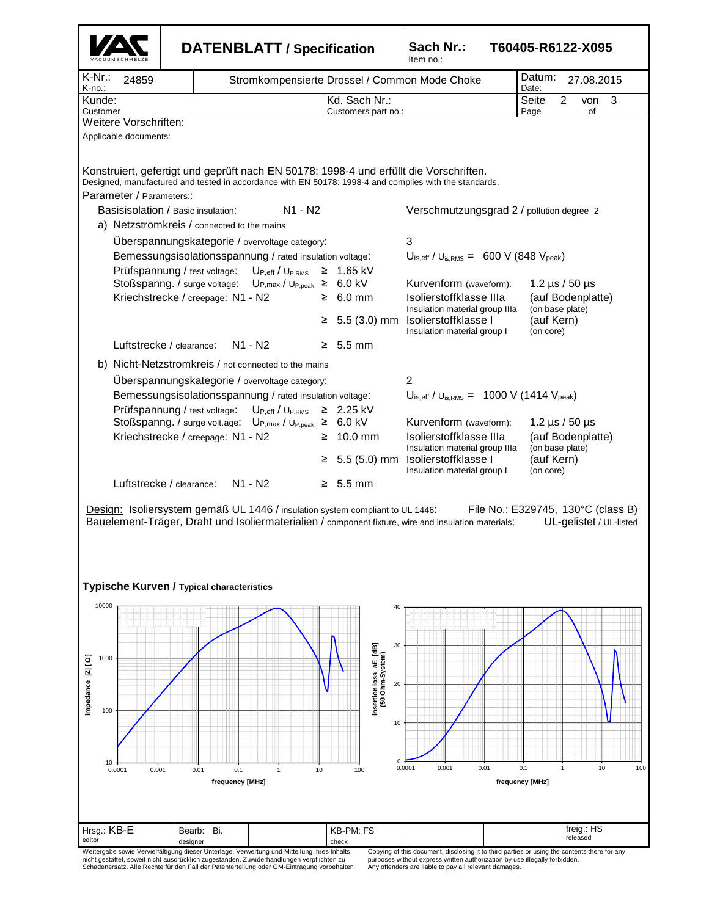# DATENBLATT / Specification

**Sach Nr.:** Item no.: **T60405-R6122-X095**

| K-Nr.: K-no.: 24859 | Stromkompensierte Drossel / Common Mode Choke | Datum: Date: 27.08.2015 |
|---|---|---|
| Kunde: Customer | Kd. Sach Nr.: Customers part no.: | Seite 2 von 3 Page of |

Weitere Vorschriften:

Applicable documents:

Konstruiert, gefertigt und geprüft nach EN 50178: 1998-4 und erfüllt die Vorschriften.
Designed, manufactured and tested in accordance with EN 50178: 1998-4 and complies with the standards.

Parameter / Parameters::

Basisisolation / Basic insulation: N1 - N2 — Verschmutzungsgrad 2 / pollution degree 2

a) Netzstromkreis / connected to the mains

| | | | |
|---|---|---|---|
| Überspannungskategorie / overvoltage category: | | 3 | |
| Bemessungsisolationsspannung / rated insulation voltage: | | $U_{is,eff}$ / $U_{is,RMS}$ = 600 V (848 $V_{peak}$) | |
| Prüfspannung / test voltage: $U_{P,eff}$ / $U_{P,RMS}$ | ≥ 1.65 kV | | |
| Stoßspanng. / surge voltage: $U_{P,max}$ / $U_{P,peak}$ | ≥ 6.0 kV | Kurvenform (waveform): | 1.2 µs / 50 µs |
| Kriechstrecke / creepage: N1 - N2 | ≥ 6.0 mm | Isolierstoffklasse IIIa / Insulation material group IIIa | (auf Bodenplatte) (on base plate) |
| | ≥ 5.5 (3.0) mm | Isolierstoffklasse I / Insulation material group I | (auf Kern) (on core) |
| Luftstrecke / clearance: N1 - N2 | ≥ 5.5 mm | | |

b) Nicht-Netzstromkreis / not connected to the mains

| | | | |
|---|---|---|---|
| Überspannungskategorie / overvoltage category: | | 2 | |
| Bemessungsisolationsspannung / rated insulation voltage: | | $U_{is,eff}$ / $U_{is,RMS}$ = 1000 V (1414 $V_{peak}$) | |
| Prüfspannung / test voltage: $U_{P,eff}$ / $U_{P,RMS}$ | ≥ 2.25 kV | | |
| Stoßspanng. / surge volt.age: $U_{P,max}$ / $U_{P,peak}$ | ≥ 6.0 kV | Kurvenform (waveform): | 1.2 µs / 50 µs |
| Kriechstrecke / creepage: N1 - N2 | ≥ 10.0 mm | Isolierstoffklasse IIIa / Insulation material group IIIa | (auf Bodenplatte) (on base plate) |
| | ≥ 5.5 (5.0) mm | Isolierstoffklasse I / Insulation material group I | (auf Kern) (on core) |
| Luftstrecke / clearance: N1 - N2 | ≥ 5.5 mm | | |

Design: Isoliersystem gemäß UL 1446 / insulation system compliant to UL 1446: File No.: E329745, 130°C (class B)
Bauelement-Träger, Draht und Isoliermaterialien / component fixture, wire and insulation materials: UL-gelistet / UL-listed

## Typische Kurven / Typical characteristics

(Chart: impedance |Z| [Ω] vs. frequency [MHz], 0.0001–100 MHz, 10–10000 Ω)

(Chart: insertion loss aE [dB] (50 Ohm-System) vs. frequency [MHz], 0.0001–100 MHz, 0–40 dB)

| Hrsg.: KB-E editor | Bearb: Bi. designer | | KB-PM: FS check | | | freig.: HS released |
|---|---|---|---|---|---|---|

Weitergabe sowie Vervielfältigung dieser Unterlage, Verwertung und Mitteilung ihres Inhalts nicht gestattet, soweit nicht ausdrücklich zugestanden. Zuwiderhandlungen verpflichten zu Schadenersatz. Alle Rechte für den Fall der Patenterteilung oder GM-Eintragung vorbehalten

Copying of this document, disclosing it to third parties or using the contents there for any purposes without express written authorization by use illegally forbidden. Any offenders are liable to pay all relevant damages.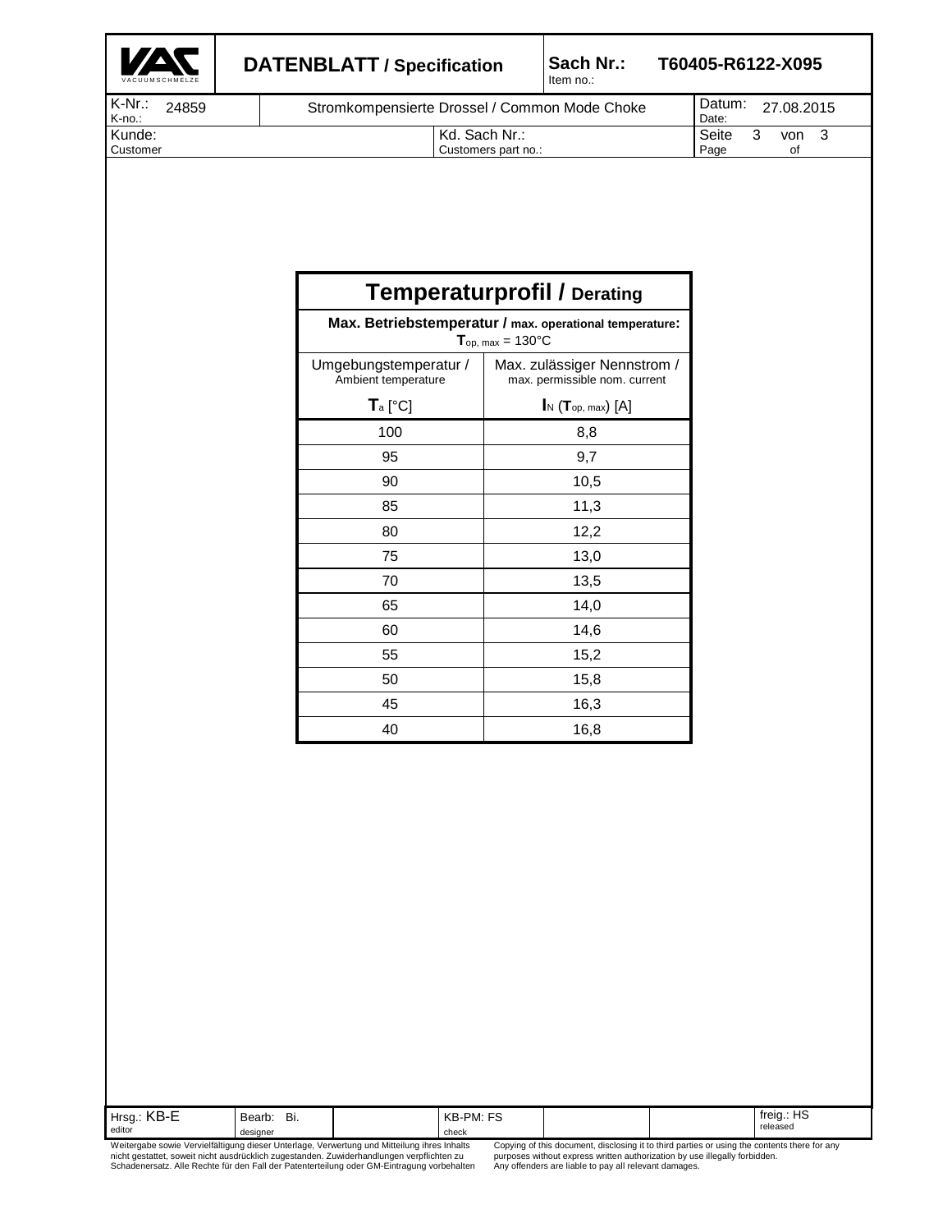| | | | |
|---|---|---|---|
| VACUUMSCHMELZE | **DATENBLATT / Specification** | **Sach Nr.:** Item no.: | **T60405-R6122-X095** |
| K-Nr.: K-no.: 24859 | Stromkompensierte Drossel / Common Mode Choke | | Datum: Date: 27.08.2015 |
| Kunde: Customer | Kd. Sach Nr.: Customers part no.: | | Seite 3 von 3 Page of |

## Temperaturprofil / Derating

**Max. Betriebstemperatur / max. operational temperature:** $T_{op, max}$ = 130°C

| Umgebungstemperatur / Ambient temperature $T_a$ [°C] | Max. zulässiger Nennstrom / max. permissible nom. current $I_N$ ($T_{op, max}$) [A] |
|---|---|
| 100 | 8,8 |
| 95 | 9,7 |
| 90 | 10,5 |
| 85 | 11,3 |
| 80 | 12,2 |
| 75 | 13,0 |
| 70 | 13,5 |
| 65 | 14,0 |
| 60 | 14,6 |
| 55 | 15,2 |
| 50 | 15,8 |
| 45 | 16,3 |
| 40 | 16,8 |

| | | | | | |
|---|---|---|---|---|---|
| Hrsg.: KB-E editor | Bearb: Bi. designer | | KB-PM: FS check | | freig.: HS released |

Weitergabe sowie Vervielfältigung dieser Unterlage, Verwertung und Mitteilung ihres Inhalts nicht gestattet, soweit nicht ausdrücklich zugestanden. Zuwiderhandlungen verpflichten zu Schadenersatz. Alle Rechte für den Fall der Patenterteilung oder GM-Eintragung vorbehalten

Copying of this document, disclosing it to third parties or using the contents there for any purposes without express written authorization by use illegally forbidden. Any offenders are liable to pay all relevant damages.